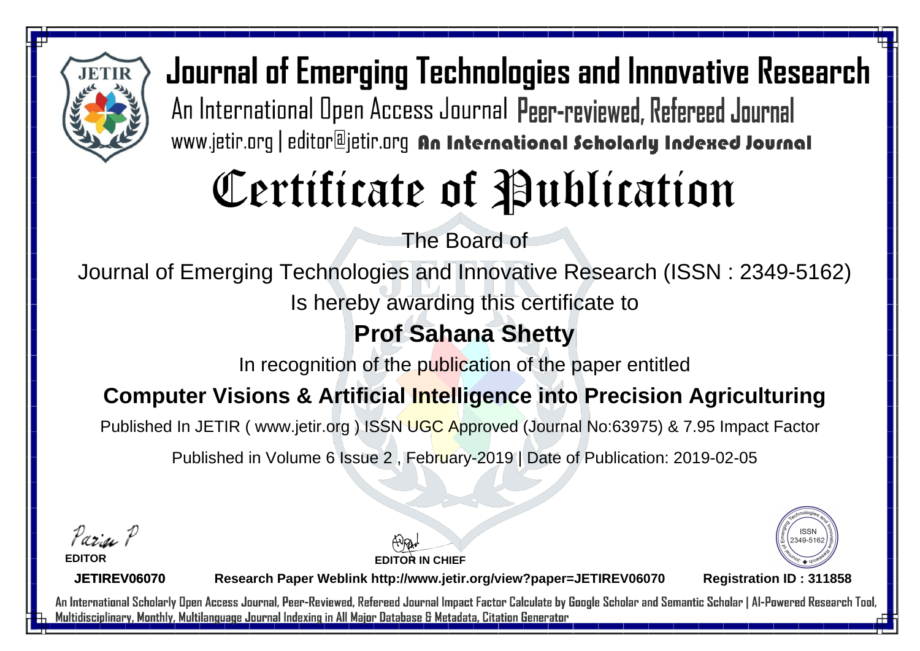# Journal of Emerging Technologies and Innovative Research

An International Open Access Journal Peer-reviewed, Refereed Journal

www.jetir.org | editor@jetir.org **An International Scholarly Indexed Journal**

# Certificate of Publication

The Board of

Journal of Emerging Technologies and Innovative Research (ISSN : 2349-5162)

Is hereby awarding this certificate to

## Prof Sahana Shetty

In recognition of the publication of the paper entitled

## Computer Visions & Artificial Intelligence into Precision Agriculturing

Published In JETIR ( www.jetir.org ) ISSN UGC Approved (Journal No:63975) & 7.95 Impact Factor

Published in Volume 6 Issue 2 , February-2019 | Date of Publication: 2019-02-05

**EDITOR**

**EDITOR IN CHIEF**

ISSN 2349-5162

**JETIREV06070** **Research Paper Weblink http://www.jetir.org/view?paper=JETIREV06070** **Registration ID : 311858**

An International Scholarly Open Access Journal, Peer-Reviewed, Refereed Journal Impact Factor Calculate by Google Scholar and Semantic Scholar | AI-Powered Research Tool, Multidisciplinary, Monthly, Multilanguage Journal Indexing in All Major Database & Metadata, Citation Generator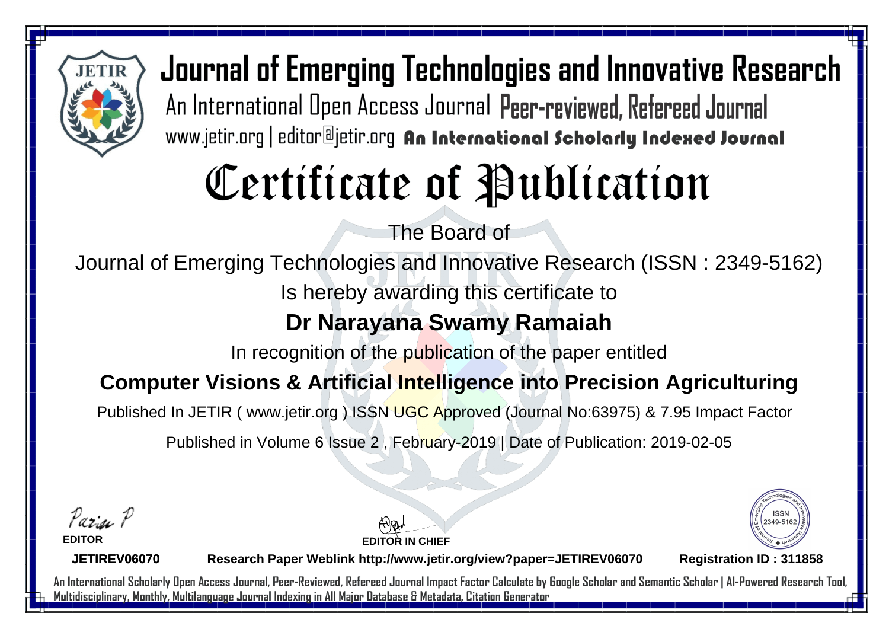# Journal of Emerging Technologies and Innovative Research

An International Open Access Journal **Peer-reviewed, Refereed Journal**

www.jetir.org | editor@jetir.org **An International Scholarly Indexed Journal**

# Certificate of Publication

The Board of

Journal of Emerging Technologies and Innovative Research (ISSN : 2349-5162)

Is hereby awarding this certificate to

## Dr Narayana Swamy Ramaiah

In recognition of the publication of the paper entitled

## Computer Visions & Artificial Intelligence into Precision Agriculturing

Published In JETIR ( www.jetir.org ) ISSN UGC Approved (Journal No:63975) & 7.95 Impact Factor

Published in Volume 6 Issue 2 , February-2019 | Date of Publication: 2019-02-05

**EDITOR**

**EDITOR IN CHIEF**

ISSN 2349-5162

**JETIREV06070** **Research Paper Weblink http://www.jetir.org/view?paper=JETIREV06070** **Registration ID : 311858**

An International Scholarly Open Access Journal, Peer-Reviewed, Refereed Journal Impact Factor Calculate by Google Scholar and Semantic Scholar | AI-Powered Research Tool, Multidisciplinary, Monthly, Multilanguage Journal Indexing in All Major Database & Metadata, Citation Generator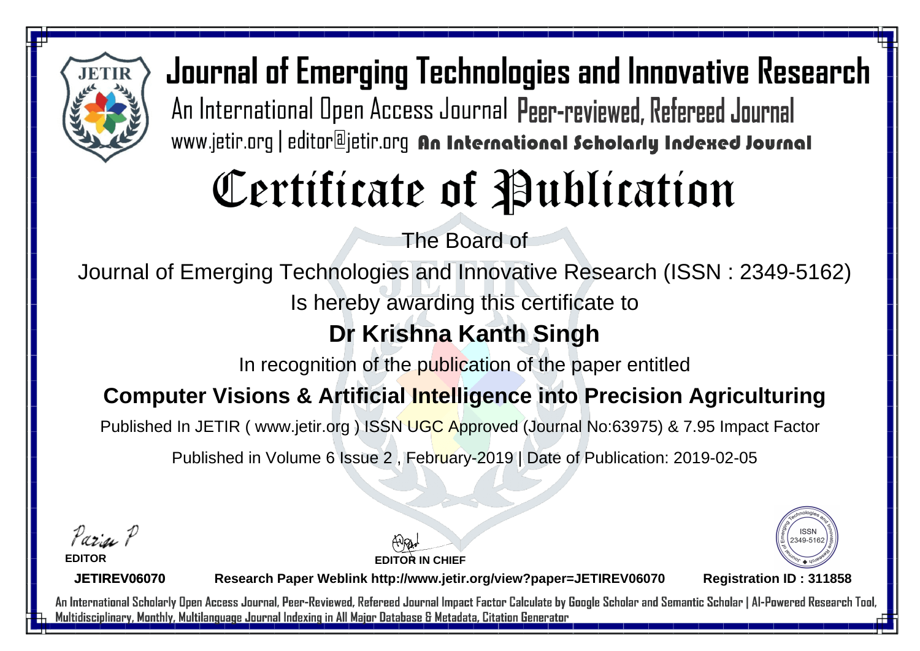# Journal of Emerging Technologies and Innovative Research

An International Open Access Journal Peer-reviewed, Refereed Journal

www.jetir.org | editor@jetir.org **An International Scholarly Indexed Journal**

# Certificate of Publication

The Board of

Journal of Emerging Technologies and Innovative Research (ISSN : 2349-5162)

Is hereby awarding this certificate to

## Dr Krishna Kanth Singh

In recognition of the publication of the paper entitled

## Computer Visions & Artificial Intelligence into Precision Agriculturing

Published In JETIR ( www.jetir.org ) ISSN UGC Approved (Journal No:63975) & 7.95 Impact Factor

Published in Volume 6 Issue 2 , February-2019 | Date of Publication: 2019-02-05

**EDITOR**

**EDITOR IN CHIEF**

ISSN 2349-5162

**JETIREV06070** **Research Paper Weblink http://www.jetir.org/view?paper=JETIREV06070** **Registration ID : 311858**

An International Scholarly Open Access Journal, Peer-Reviewed, Refereed Journal Impact Factor Calculate by Google Scholar and Semantic Scholar | AI-Powered Research Tool, Multidisciplinary, Monthly, Multilanguage Journal Indexing in All Major Database & Metadata, Citation Generator